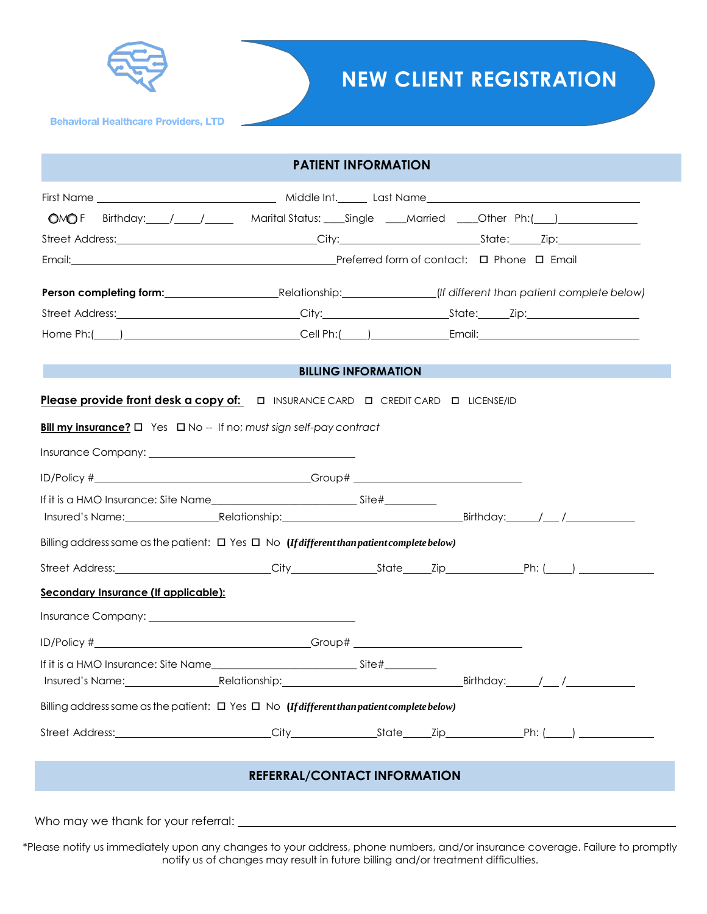Behavioral Healthcare Providers, LTD

# NEW CLIENT REGISTRATION

## PATIENT INFORMATION

First Name ______________________ Middle Int.______ Last Name ______________________________

◯M ◯F Birthday:____/____/_____ Marital Status: ____Single ____Married ____Other Ph:(____)______________

Street Address:______________________________City:______________________State:______Zip:______________

Email:________________________________________Preferred form of contact: ☐ Phone ☐ Email

**Person completing form:**____________________Relationship:________________*(If different than patient complete below)*

Street Address:______________________________City:______________________State:______Zip:______________

Home Ph:(_____)______________________________Cell Ph:(_____)______________Email:______________________

## BILLING INFORMATION

**Please provide front desk a copy of:** ☐ INSURANCE CARD ☐ CREDIT CARD ☐ LICENSE/ID

**Bill my insurance?** ☐ Yes ☐ No -- If no; *must sign self-pay contract*

Insurance Company: ______________________________________

ID/Policy #______________________________________Group# ______________________________

If it is a HMO Insurance: Site Name__________________________ Site#__________

Insured's Name:________________Relationship:______________________________Birthday:______/___/____________

Billing address same as the patient: ☐ Yes ☐ No ***(If different than patient complete below)***

Street Address:______________________________City_______________State_____Zip______________Ph: (_____) ______________

**Secondary Insurance (If applicable):**

Insurance Company: ______________________________________

ID/Policy #______________________________________Group# ______________________________

If it is a HMO Insurance: Site Name__________________________ Site#__________

Insured's Name:________________Relationship:______________________________Birthday:______/___/____________

Billing address same as the patient: ☐ Yes ☐ No ***(If different than patient complete below)***

Street Address:______________________________City_______________State_____Zip______________Ph: (_____) ______________

## REFERRAL/CONTACT INFORMATION

Who may we thank for your referral: ____________________________________________________________

*Please notify us immediately upon any changes to your address, phone numbers, and/or insurance coverage. Failure to promptly notify us of changes may result in future billing and/or treatment difficulties.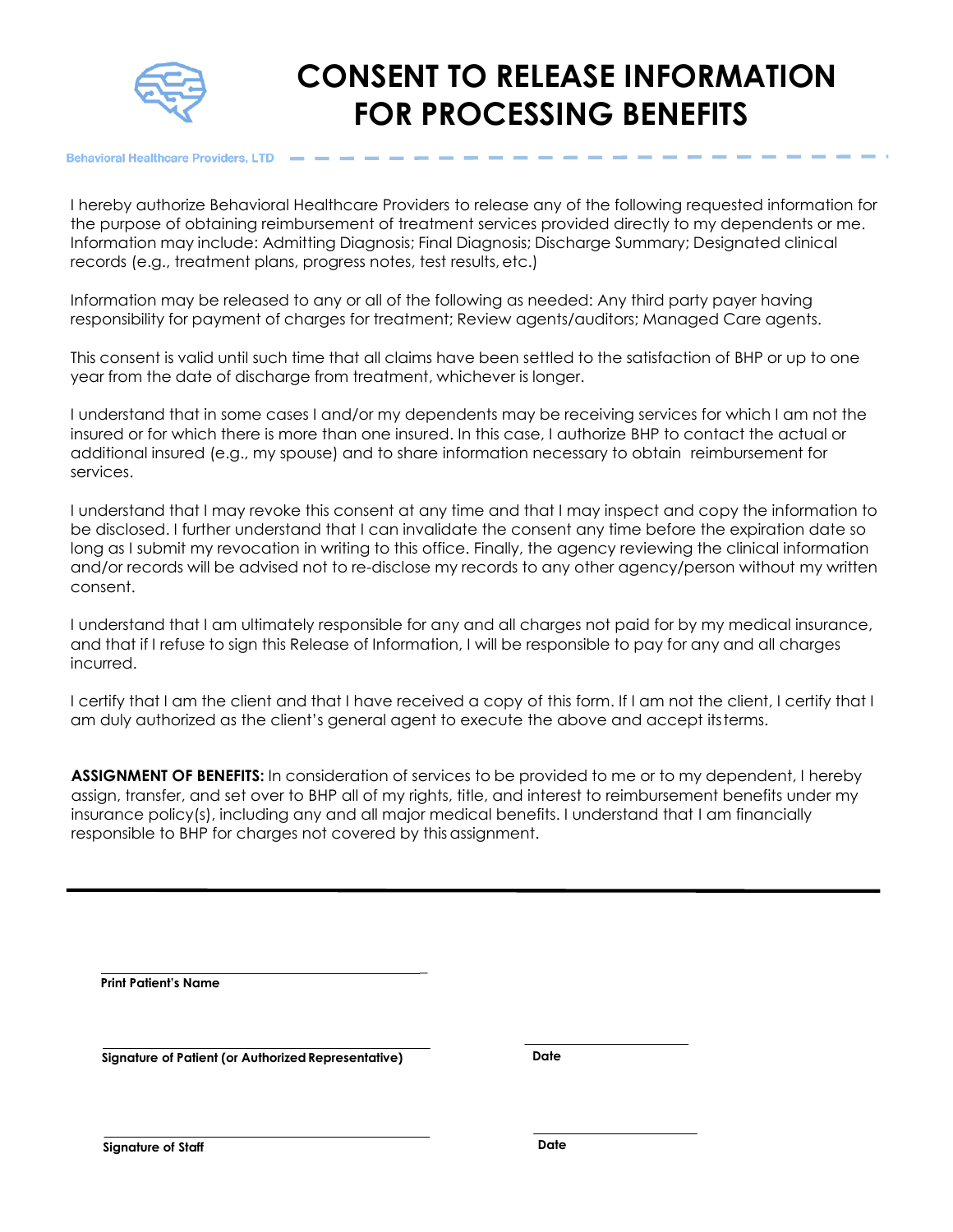# CONSENT TO RELEASE INFORMATION FOR PROCESSING BENEFITS

Behavioral Healthcare Providers, LTD

I hereby authorize Behavioral Healthcare Providers to release any of the following requested information for the purpose of obtaining reimbursement of treatment services provided directly to my dependents or me. Information may include: Admitting Diagnosis; Final Diagnosis; Discharge Summary; Designated clinical records (e.g., treatment plans, progress notes, test results, etc.)

Information may be released to any or all of the following as needed: Any third party payer having responsibility for payment of charges for treatment; Review agents/auditors; Managed Care agents.

This consent is valid until such time that all claims have been settled to the satisfaction of BHP or up to one year from the date of discharge from treatment, whichever is longer.

I understand that in some cases I and/or my dependents may be receiving services for which I am not the insured or for which there is more than one insured. In this case, I authorize BHP to contact the actual or additional insured (e.g., my spouse) and to share information necessary to obtain reimbursement for services.

I understand that I may revoke this consent at any time and that I may inspect and copy the information to be disclosed. I further understand that I can invalidate the consent any time before the expiration date so long as I submit my revocation in writing to this office. Finally, the agency reviewing the clinical information and/or records will be advised not to re-disclose my records to any other agency/person without my written consent.

I understand that I am ultimately responsible for any and all charges not paid for by my medical insurance, and that if I refuse to sign this Release of Information, I will be responsible to pay for any and all charges incurred.

I certify that I am the client and that I have received a copy of this form. If I am not the client, I certify that I am duly authorized as the client's general agent to execute the above and accept its terms.

**ASSIGNMENT OF BENEFITS:** In consideration of services to be provided to me or to my dependent, I hereby assign, transfer, and set over to BHP all of my rights, title, and interest to reimbursement benefits under my insurance policy(s), including any and all major medical benefits. I understand that I am financially responsible to BHP for charges not covered by this assignment.

---

______________________________
**Print Patient's Name**

______________________________ ______________________
**Signature of Patient (or Authorized Representative)** **Date**

______________________________ ______________________
**Signature of Staff** **Date**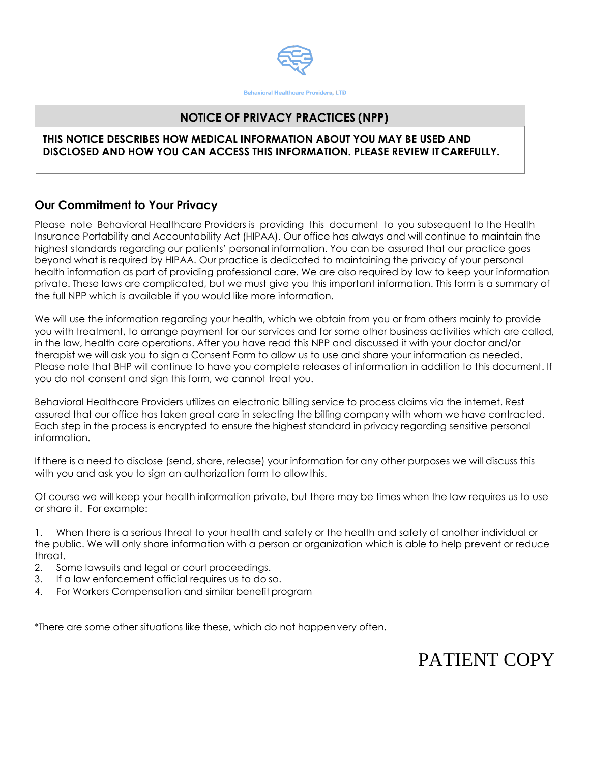Behavioral Healthcare Providers, LTD

## NOTICE OF PRIVACY PRACTICES (NPP)

**THIS NOTICE DESCRIBES HOW MEDICAL INFORMATION ABOUT YOU MAY BE USED AND DISCLOSED AND HOW YOU CAN ACCESS THIS INFORMATION. PLEASE REVIEW IT CAREFULLY.**

### Our Commitment to Your Privacy

Please note Behavioral Healthcare Providers is providing this document to you subsequent to the Health Insurance Portability and Accountability Act (HIPAA). Our office has always and will continue to maintain the highest standards regarding our patients' personal information. You can be assured that our practice goes beyond what is required by HIPAA. Our practice is dedicated to maintaining the privacy of your personal health information as part of providing professional care. We are also required by law to keep your information private. These laws are complicated, but we must give you this important information. This form is a summary of the full NPP which is available if you would like more information.

We will use the information regarding your health, which we obtain from you or from others mainly to provide you with treatment, to arrange payment for our services and for some other business activities which are called, in the law, health care operations. After you have read this NPP and discussed it with your doctor and/or therapist we will ask you to sign a Consent Form to allow us to use and share your information as needed. Please note that BHP will continue to have you complete releases of information in addition to this document. If you do not consent and sign this form, we cannot treat you.

Behavioral Healthcare Providers utilizes an electronic billing service to process claims via the internet. Rest assured that our office has taken great care in selecting the billing company with whom we have contracted. Each step in the process is encrypted to ensure the highest standard in privacy regarding sensitive personal information.

If there is a need to disclose (send, share, release) your information for any other purposes we will discuss this with you and ask you to sign an authorization form to allow this.

Of course we will keep your health information private, but there may be times when the law requires us to use or share it. For example:

1. When there is a serious threat to your health and safety or the health and safety of another individual or the public. We will only share information with a person or organization which is able to help prevent or reduce threat.
2. Some lawsuits and legal or court proceedings.
3. If a law enforcement official requires us to do so.
4. For Workers Compensation and similar benefit program

*There are some other situations like these, which do not happen very often.

PATIENT COPY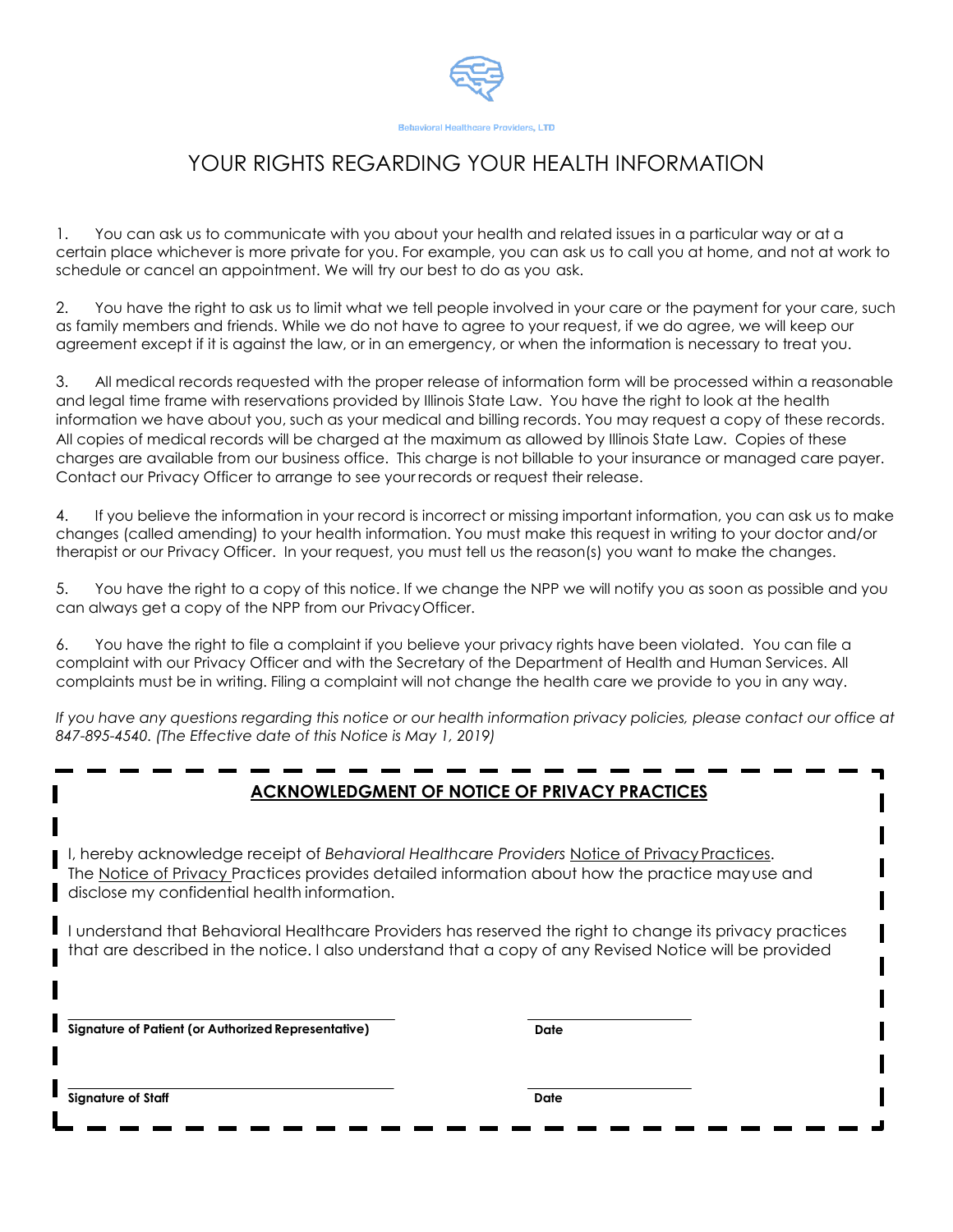Behavioral Healthcare Providers, LTD

# YOUR RIGHTS REGARDING YOUR HEALTH INFORMATION

1. You can ask us to communicate with you about your health and related issues in a particular way or at a certain place whichever is more private for you. For example, you can ask us to call you at home, and not at work to schedule or cancel an appointment. We will try our best to do as you ask.

2. You have the right to ask us to limit what we tell people involved in your care or the payment for your care, such as family members and friends. While we do not have to agree to your request, if we do agree, we will keep our agreement except if it is against the law, or in an emergency, or when the information is necessary to treat you.

3. All medical records requested with the proper release of information form will be processed within a reasonable and legal time frame with reservations provided by Illinois State Law. You have the right to look at the health information we have about you, such as your medical and billing records. You may request a copy of these records. All copies of medical records will be charged at the maximum as allowed by Illinois State Law. Copies of these charges are available from our business office. This charge is not billable to your insurance or managed care payer. Contact our Privacy Officer to arrange to see your records or request their release.

4. If you believe the information in your record is incorrect or missing important information, you can ask us to make changes (called amending) to your health information. You must make this request in writing to your doctor and/or therapist or our Privacy Officer. In your request, you must tell us the reason(s) you want to make the changes.

5. You have the right to a copy of this notice. If we change the NPP we will notify you as soon as possible and you can always get a copy of the NPP from our Privacy Officer.

6. You have the right to file a complaint if you believe your privacy rights have been violated. You can file a complaint with our Privacy Officer and with the Secretary of the Department of Health and Human Services. All complaints must be in writing. Filing a complaint will not change the health care we provide to you in any way.

*If you have any questions regarding this notice or our health information privacy policies, please contact our office at 847-895-4540. (The Effective date of this Notice is May 1, 2019)*

## ACKNOWLEDGMENT OF NOTICE OF PRIVACY PRACTICES

I, hereby acknowledge receipt of *Behavioral Healthcare Providers* Notice of Privacy Practices. The Notice of Privacy Practices provides detailed information about how the practice may use and disclose my confidential health information.

I understand that Behavioral Healthcare Providers has reserved the right to change its privacy practices that are described in the notice. I also understand that a copy of any Revised Notice will be provided

______________________________ ______________

**Signature of Patient (or Authorized Representative)** **Date**

______________________________ ______________

**Signature of Staff** **Date**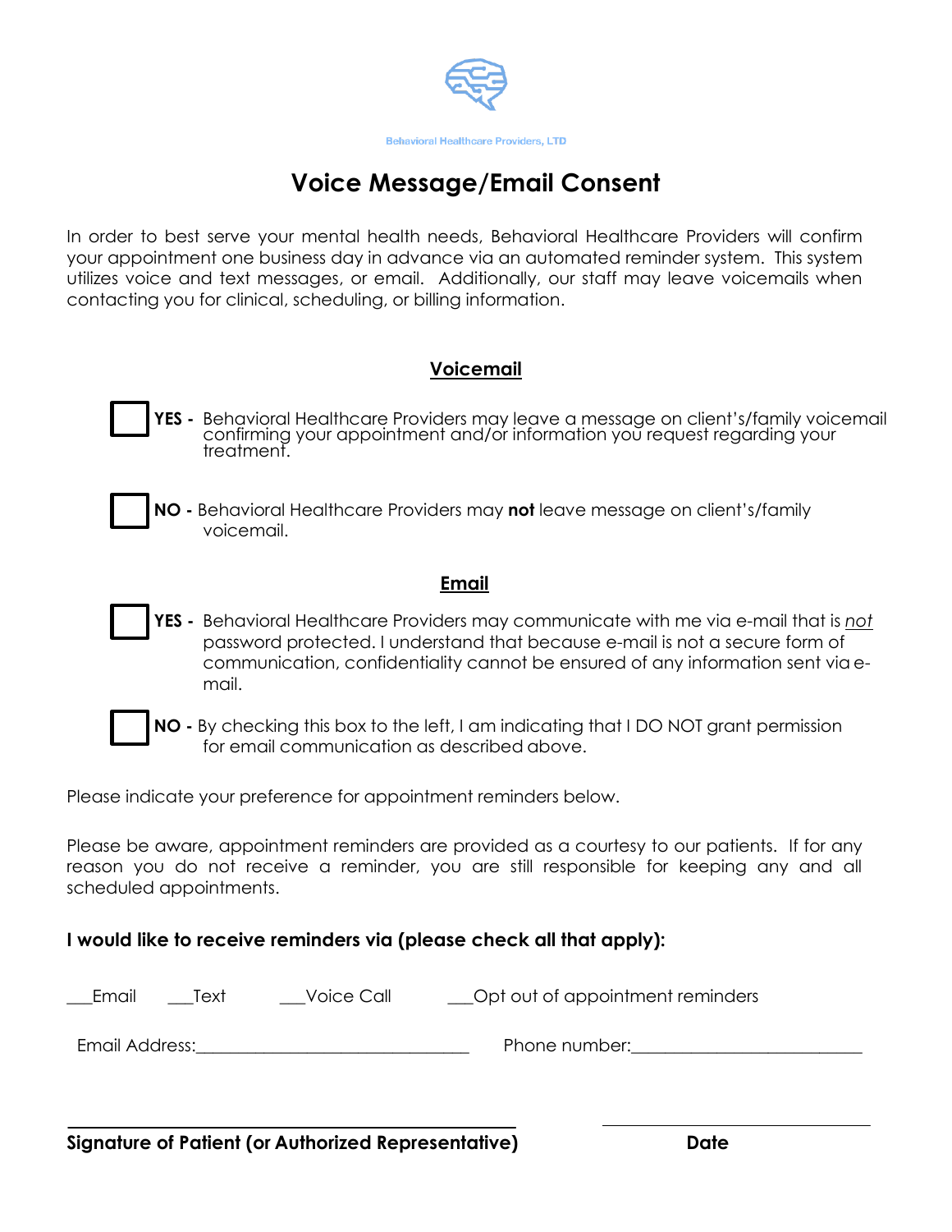Behavioral Healthcare Providers, LTD

# Voice Message/Email Consent

In order to best serve your mental health needs, Behavioral Healthcare Providers will confirm your appointment one business day in advance via an automated reminder system. This system utilizes voice and text messages, or email. Additionally, our staff may leave voicemails when contacting you for clinical, scheduling, or billing information.

## Voicemail

☐ **YES -** Behavioral Healthcare Providers may leave a message on client's/family voicemail confirming your appointment and/or information you request regarding your treatment.

☐ **NO -** Behavioral Healthcare Providers may **not** leave message on client's/family voicemail.

## Email

☐ **YES -** Behavioral Healthcare Providers may communicate with me via e-mail that is *not* password protected. I understand that because e-mail is not a secure form of communication, confidentiality cannot be ensured of any information sent via e-mail.

☐ **NO -** By checking this box to the left, I am indicating that I DO NOT grant permission for email communication as described above.

Please indicate your preference for appointment reminders below.

Please be aware, appointment reminders are provided as a courtesy to our patients. If for any reason you do not receive a reminder, you are still responsible for keeping any and all scheduled appointments.

**I would like to receive reminders via (please check all that apply):**

___Email ___Text ___Voice Call ___Opt out of appointment reminders

Email Address:_______________________________ Phone number:_________________________

_______________________________________________ ____________________________

**Signature of Patient (or Authorized Representative)** **Date**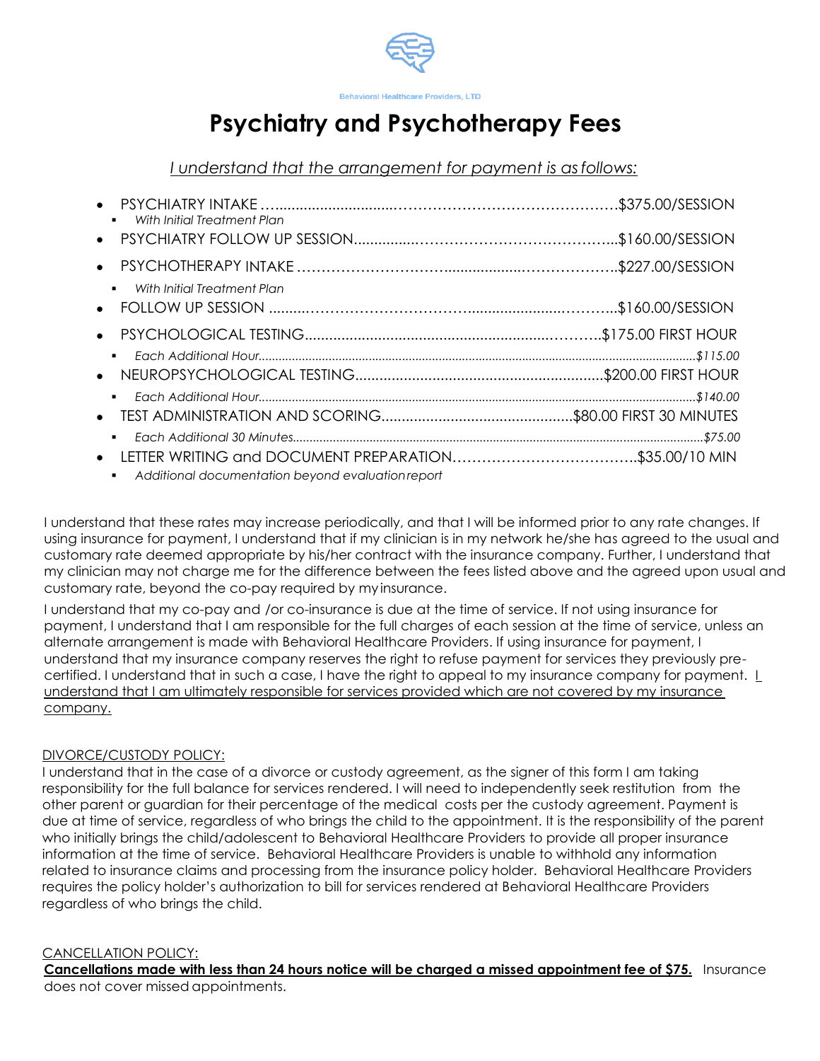Behavioral Healthcare Providers, LTD

# Psychiatry and Psychotherapy Fees

*I understand that the arrangement for payment is as follows:*

- PSYCHIATRY INTAKE ……………………………………………………………$375.00/SESSION
  - *With Initial Treatment Plan*
- PSYCHIATRY FOLLOW UP SESSION……………………………………………$160.00/SESSION
- PSYCHOTHERAPY INTAKE ……………………………………………………$227.00/SESSION
  - *With Initial Treatment Plan*
- FOLLOW UP SESSION ……………………………………………………………$160.00/SESSION
- PSYCHOLOGICAL TESTING…………………………………………………$175.00 FIRST HOUR
  - *Each Additional Hour……………………………………………………………$115.00*
- NEUROPSYCHOLOGICAL TESTING……………………………………………$200.00 FIRST HOUR
  - *Each Additional Hour……………………………………………………………$140.00*
- TEST ADMINISTRATION AND SCORING…………………………………$80.00 FIRST 30 MINUTES
  - *Each Additional 30 Minutes………………………………………………………$75.00*
- LETTER WRITING and DOCUMENT PREPARATION……………………………$35.00/10 MIN
  - *Additional documentation beyond evaluation report*

I understand that these rates may increase periodically, and that I will be informed prior to any rate changes. If using insurance for payment, I understand that if my clinician is in my network he/she has agreed to the usual and customary rate deemed appropriate by his/her contract with the insurance company. Further, I understand that my clinician may not charge me for the difference between the fees listed above and the agreed upon usual and customary rate, beyond the co-pay required by my insurance.

I understand that my co-pay and /or co-insurance is due at the time of service. If not using insurance for payment, I understand that I am responsible for the full charges of each session at the time of service, unless an alternate arrangement is made with Behavioral Healthcare Providers. If using insurance for payment, I understand that my insurance company reserves the right to refuse payment for services they previously pre-certified. I understand that in such a case, I have the right to appeal to my insurance company for payment. <u>I understand that I am ultimately responsible for services provided which are not covered by my insurance company.</u>

<u>DIVORCE/CUSTODY POLICY:</u>
I understand that in the case of a divorce or custody agreement, as the signer of this form I am taking responsibility for the full balance for services rendered. I will need to independently seek restitution from the other parent or guardian for their percentage of the medical costs per the custody agreement. Payment is due at time of service, regardless of who brings the child to the appointment. It is the responsibility of the parent who initially brings the child/adolescent to Behavioral Healthcare Providers to provide all proper insurance information at the time of service. Behavioral Healthcare Providers is unable to withhold any information related to insurance claims and processing from the insurance policy holder. Behavioral Healthcare Providers requires the policy holder's authorization to bill for services rendered at Behavioral Healthcare Providers regardless of who brings the child.

<u>CANCELLATION POLICY:</u>
**<u>Cancellations made with less than 24 hours notice will be charged a missed appointment fee of $75.</u>** Insurance does not cover missed appointments.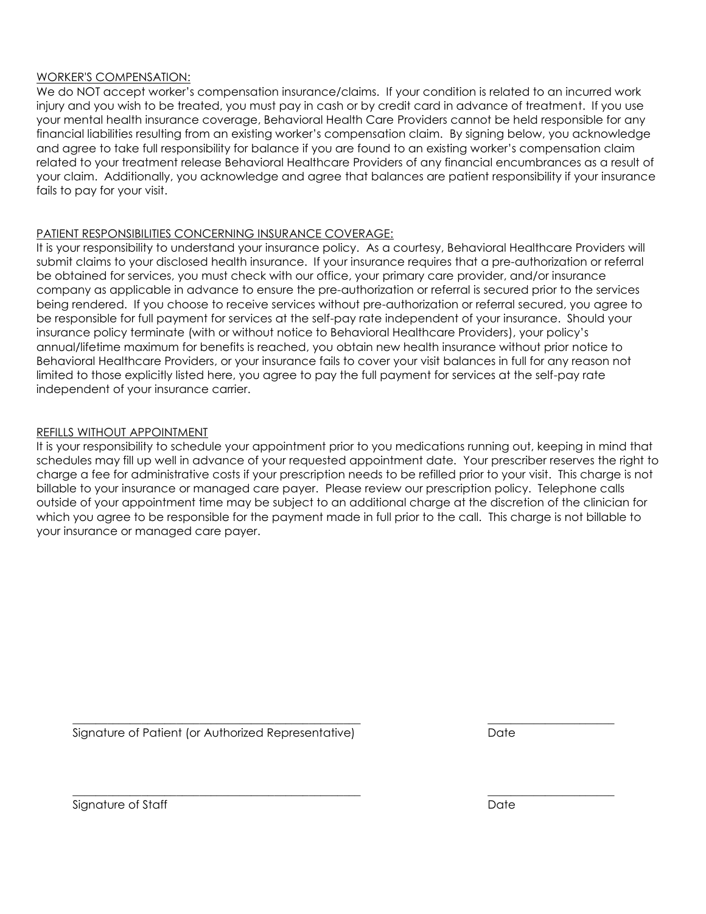WORKER'S COMPENSATION:

We do NOT accept worker's compensation insurance/claims. If your condition is related to an incurred work injury and you wish to be treated, you must pay in cash or by credit card in advance of treatment. If you use your mental health insurance coverage, Behavioral Health Care Providers cannot be held responsible for any financial liabilities resulting from an existing worker's compensation claim. By signing below, you acknowledge and agree to take full responsibility for balance if you are found to an existing worker's compensation claim related to your treatment release Behavioral Healthcare Providers of any financial encumbrances as a result of your claim. Additionally, you acknowledge and agree that balances are patient responsibility if your insurance fails to pay for your visit.

PATIENT RESPONSIBILITIES CONCERNING INSURANCE COVERAGE:

It is your responsibility to understand your insurance policy. As a courtesy, Behavioral Healthcare Providers will submit claims to your disclosed health insurance. If your insurance requires that a pre-authorization or referral be obtained for services, you must check with our office, your primary care provider, and/or insurance company as applicable in advance to ensure the pre-authorization or referral is secured prior to the services being rendered. If you choose to receive services without pre-authorization or referral secured, you agree to be responsible for full payment for services at the self-pay rate independent of your insurance. Should your insurance policy terminate (with or without notice to Behavioral Healthcare Providers), your policy's annual/lifetime maximum for benefits is reached, you obtain new health insurance without prior notice to Behavioral Healthcare Providers, or your insurance fails to cover your visit balances in full for any reason not limited to those explicitly listed here, you agree to pay the full payment for services at the self-pay rate independent of your insurance carrier.

REFILLS WITHOUT APPOINTMENT

It is your responsibility to schedule your appointment prior to you medications running out, keeping in mind that schedules may fill up well in advance of your requested appointment date. Your prescriber reserves the right to charge a fee for administrative costs if your prescription needs to be refilled prior to your visit. This charge is not billable to your insurance or managed care payer. Please review our prescription policy. Telephone calls outside of your appointment time may be subject to an additional charge at the discretion of the clinician for which you agree to be responsible for the payment made in full prior to the call. This charge is not billable to your insurance or managed care payer.

\_\_\_\_\_\_\_\_\_\_\_\_\_\_\_\_\_\_\_\_\_\_\_\_\_\_\_\_\_\_\_\_\_\_\_\_\_\_\_\_\_\_\_\_ &nbsp;&nbsp;&nbsp;&nbsp; \_\_\_\_\_\_\_\_\_\_\_\_\_\_\_\_\_\_\_\_

Signature of Patient (or Authorized Representative) &nbsp;&nbsp;&nbsp;&nbsp; Date

\_\_\_\_\_\_\_\_\_\_\_\_\_\_\_\_\_\_\_\_\_\_\_\_\_\_\_\_\_\_\_\_\_\_\_\_\_\_\_\_\_\_\_\_ &nbsp;&nbsp;&nbsp;&nbsp; \_\_\_\_\_\_\_\_\_\_\_\_\_\_\_\_\_\_\_\_

Signature of Staff &nbsp;&nbsp;&nbsp;&nbsp; Date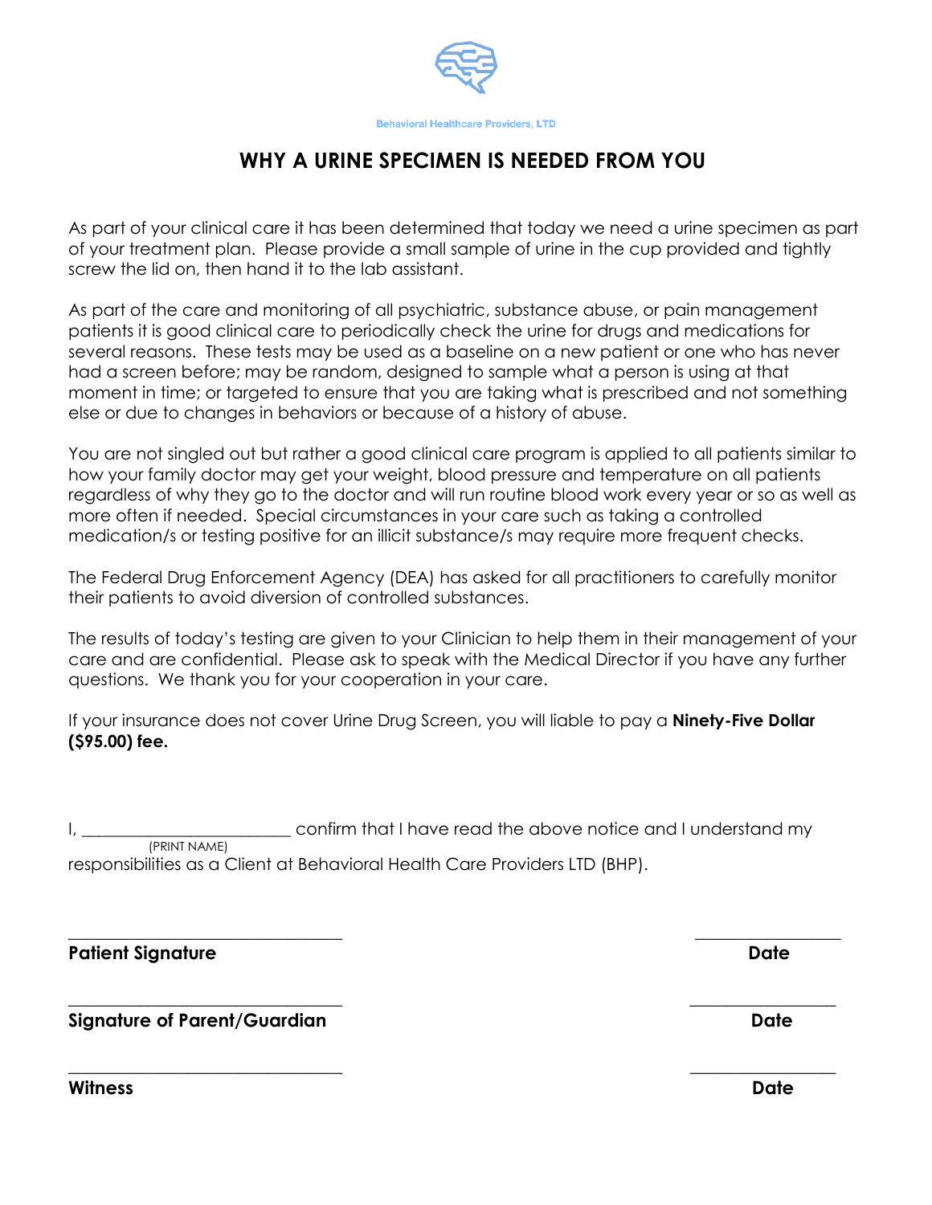Behavioral Healthcare Providers, LTD

# WHY A URINE SPECIMEN IS NEEDED FROM YOU

As part of your clinical care it has been determined that today we need a urine specimen as part of your treatment plan. Please provide a small sample of urine in the cup provided and tightly screw the lid on, then hand it to the lab assistant.

As part of the care and monitoring of all psychiatric, substance abuse, or pain management patients it is good clinical care to periodically check the urine for drugs and medications for several reasons. These tests may be used as a baseline on a new patient or one who has never had a screen before; may be random, designed to sample what a person is using at that moment in time; or targeted to ensure that you are taking what is prescribed and not something else or due to changes in behaviors or because of a history of abuse.

You are not singled out but rather a good clinical care program is applied to all patients similar to how your family doctor may get your weight, blood pressure and temperature on all patients regardless of why they go to the doctor and will run routine blood work every year or so as well as more often if needed. Special circumstances in your care such as taking a controlled medication/s or testing positive for an illicit substance/s may require more frequent checks.

The Federal Drug Enforcement Agency (DEA) has asked for all practitioners to carefully monitor their patients to avoid diversion of controlled substances.

The results of today's testing are given to your Clinician to help them in their management of your care and are confidential. Please ask to speak with the Medical Director if you have any further questions. We thank you for your cooperation in your care.

If your insurance does not cover Urine Drug Screen, you will liable to pay a **Ninety-Five Dollar ($95.00) fee.**

I, _________________________ confirm that I have read the above notice and I understand my
(PRINT NAME)
responsibilities as a Client at Behavioral Health Care Providers LTD (BHP).

_______________________________ _________________
**Patient Signature** **Date**

_______________________________ _________________
**Signature of Parent/Guardian** **Date**

_______________________________ _________________
**Witness** **Date**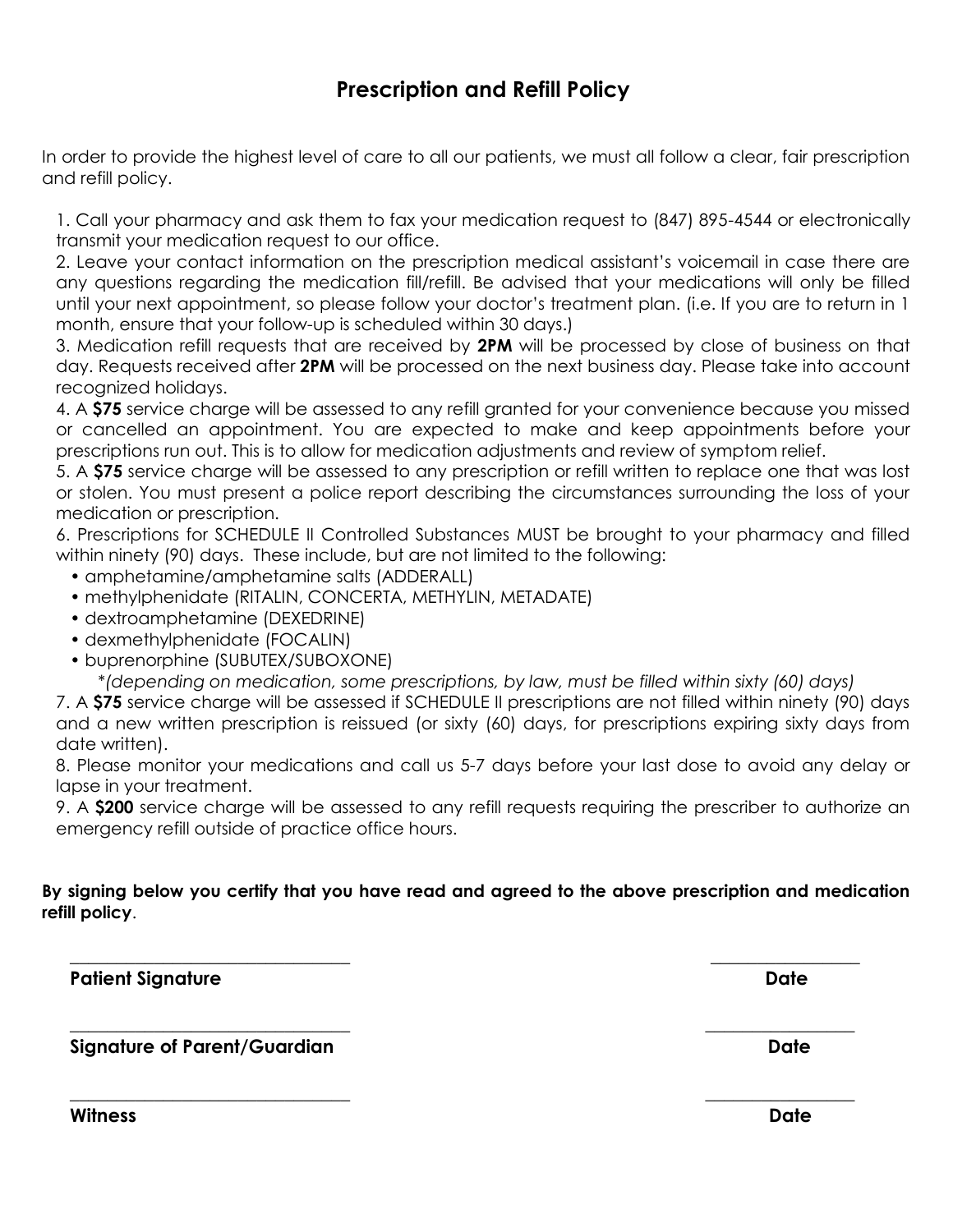# Prescription and Refill Policy

In order to provide the highest level of care to all our patients, we must all follow a clear, fair prescription and refill policy.

1. Call your pharmacy and ask them to fax your medication request to (847) 895-4544 or electronically transmit your medication request to our office.
2. Leave your contact information on the prescription medical assistant's voicemail in case there are any questions regarding the medication fill/refill. Be advised that your medications will only be filled until your next appointment, so please follow your doctor's treatment plan. (i.e. If you are to return in 1 month, ensure that your follow-up is scheduled within 30 days.)
3. Medication refill requests that are received by **2PM** will be processed by close of business on that day. Requests received after **2PM** will be processed on the next business day. Please take into account recognized holidays.
4. A **$75** service charge will be assessed to any refill granted for your convenience because you missed or cancelled an appointment. You are expected to make and keep appointments before your prescriptions run out. This is to allow for medication adjustments and review of symptom relief.
5. A **$75** service charge will be assessed to any prescription or refill written to replace one that was lost or stolen. You must present a police report describing the circumstances surrounding the loss of your medication or prescription.
6. Prescriptions for SCHEDULE II Controlled Substances MUST be brought to your pharmacy and filled within ninety (90) days. These include, but are not limited to the following:
   - amphetamine/amphetamine salts (ADDERALL)
   - methylphenidate (RITALIN, CONCERTA, METHYLIN, METADATE)
   - dextroamphetamine (DEXEDRINE)
   - dexmethylphenidate (FOCALIN)
   - buprenorphine (SUBUTEX/SUBOXONE)

   *\*(depending on medication, some prescriptions, by law, must be filled within sixty (60) days)*
7. A **$75** service charge will be assessed if SCHEDULE II prescriptions are not filled within ninety (90) days and a new written prescription is reissued (or sixty (60) days, for prescriptions expiring sixty days from date written).
8. Please monitor your medications and call us 5-7 days before your last dose to avoid any delay or lapse in your treatment.
9. A **$200** service charge will be assessed to any refill requests requiring the prescriber to authorize an emergency refill outside of practice office hours.

**By signing below you certify that you have read and agreed to the above prescription and medication refill policy**.

______________________________ ________________

**Patient Signature** **Date**

______________________________ ________________

**Signature of Parent/Guardian** **Date**

______________________________ ________________

**Witness** **Date**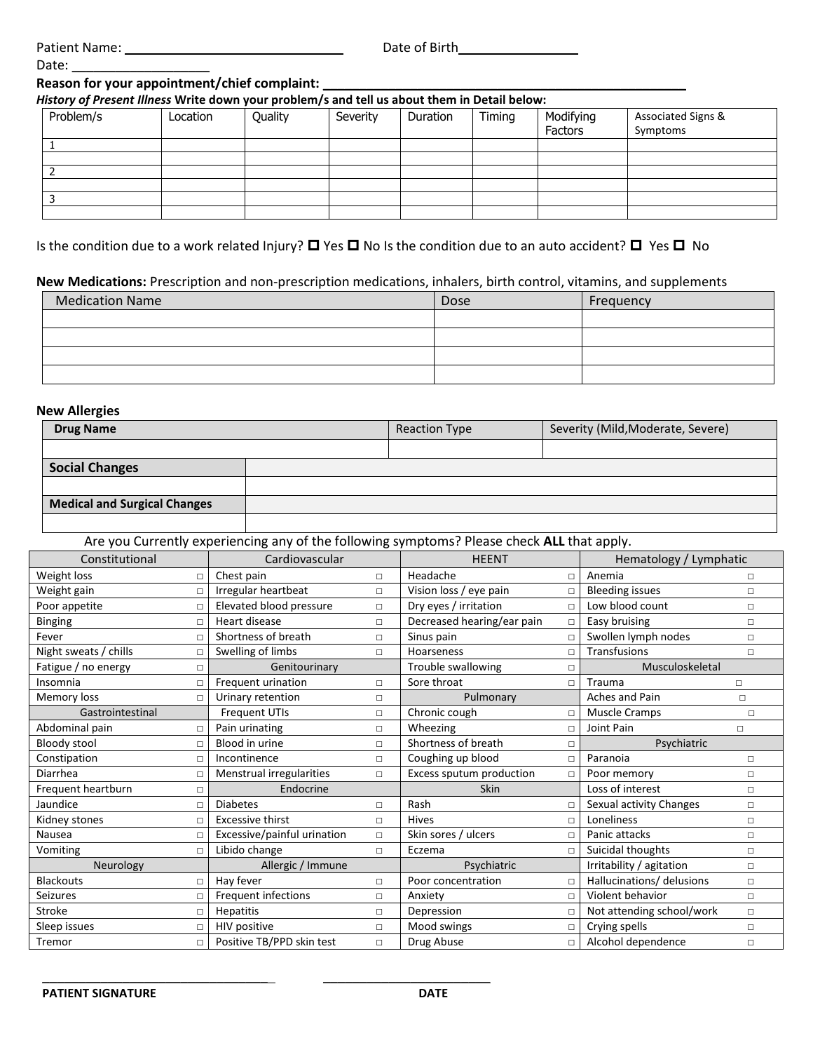Patient Name: ______________________________ Date of Birth________________

Date: ____________________

**Reason for your appointment/chief complaint: ______________________________________________**

***History of Present Illness*** **Write down your problem/s and tell us about them in Detail below:**

| Problem/s | Location | Quality | Severity | Duration | Timing | Modifying Factors | Associated Signs & Symptoms |
|---|---|---|---|---|---|---|---|
| 1 | | | | | | | |
| | | | | | | | |
| 2 | | | | | | | |
| | | | | | | | |
| 3 | | | | | | | |
| | | | | | | | |

Is the condition due to a work related Injury? ☐ Yes ☐ No Is the condition due to an auto accident? ☐ Yes ☐ No

**New Medications:** Prescription and non-prescription medications, inhalers, birth control, vitamins, and supplements

| Medication Name | Dose | Frequency |
|---|---|---|
| | | |
| | | |
| | | |
| | | |

**New Allergies**

| **Drug Name** | Reaction Type | Severity (Mild,Moderate, Severe) |
|---|---|---|
| | | |

| **Social Changes** | |
|---|---|
| | |
| **Medical and Surgical Changes** | |
| | |

Are you Currently experiencing any of the following symptoms? Please check **ALL** that apply.

| Constitutional | | Cardiovascular | | HEENT | | Hematology / Lymphatic | |
|---|---|---|---|---|---|---|---|
| Weight loss | □ | Chest pain | □ | Headache | □ | Anemia | □ |
| Weight gain | □ | Irregular heartbeat | □ | Vision loss / eye pain | □ | Bleeding issues | □ |
| Poor appetite | □ | Elevated blood pressure | □ | Dry eyes / irritation | □ | Low blood count | □ |
| Binging | □ | Heart disease | □ | Decreased hearing/ear pain | □ | Easy bruising | □ |
| Fever | □ | Shortness of breath | □ | Sinus pain | □ | Swollen lymph nodes | □ |
| Night sweats / chills | □ | Swelling of limbs | □ | Hoarseness | □ | Transfusions | □ |
| Fatigue / no energy | □ | Genitourinary | | Trouble swallowing | □ | Musculoskeletal | |
| Insomnia | □ | Frequent urination | □ | Sore throat | □ | Trauma | □ |
| Memory loss | □ | Urinary retention | □ | Pulmonary | | Aches and Pain | □ |
| Gastrointestinal | | Frequent UTIs | □ | Chronic cough | □ | Muscle Cramps | □ |
| Abdominal pain | □ | Pain urinating | □ | Wheezing | □ | Joint Pain | □ |
| Bloody stool | □ | Blood in urine | □ | Shortness of breath | □ | Psychiatric | |
| Constipation | □ | Incontinence | □ | Coughing up blood | □ | Paranoia | □ |
| Diarrhea | □ | Menstrual irregularities | □ | Excess sputum production | □ | Poor memory | □ |
| Frequent heartburn | □ | Endocrine | | Skin | | Loss of interest | □ |
| Jaundice | □ | Diabetes | □ | Rash | □ | Sexual activity Changes | □ |
| Kidney stones | □ | Excessive thirst | □ | Hives | □ | Loneliness | □ |
| Nausea | □ | Excessive/painful urination | □ | Skin sores / ulcers | □ | Panic attacks | □ |
| Vomiting | □ | Libido change | □ | Eczema | □ | Suicidal thoughts | □ |
| Neurology | | Allergic / Immune | | Psychiatric | | Irritability / agitation | □ |
| Blackouts | □ | Hay fever | □ | Poor concentration | □ | Hallucinations/ delusions | □ |
| Seizures | □ | Frequent infections | □ | Anxiety | □ | Violent behavior | □ |
| Stroke | □ | Hepatitis | □ | Depression | □ | Not attending school/work | □ |
| Sleep issues | □ | HIV positive | □ | Mood swings | □ | Crying spells | □ |
| Tremor | □ | Positive TB/PPD skin test | □ | Drug Abuse | □ | Alcohol dependence | □ |

___________________________________ ___________________________

**PATIENT SIGNATURE** **DATE**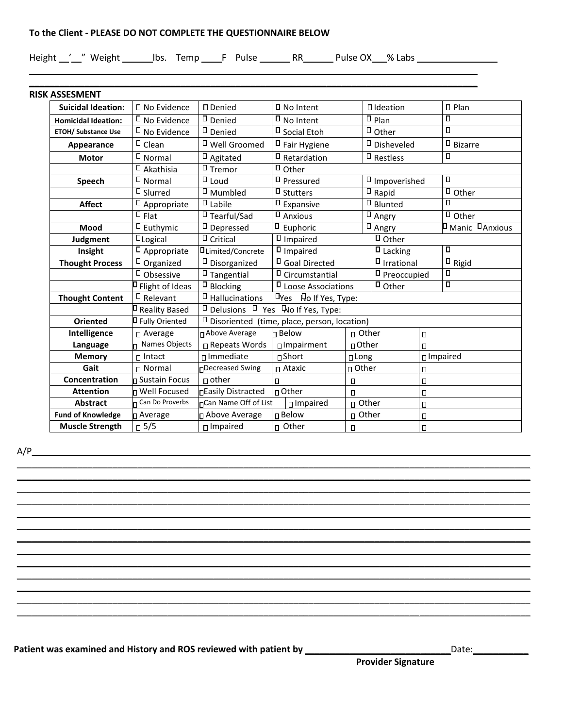**To the Client - PLEASE DO NOT COMPLETE THE QUESTIONNAIRE BELOW**

Height \_\_'\_\_" Weight \_\_\_\_\_\_lbs. Temp \_\_\_\_F Pulse \_\_\_\_\_\_ RR\_\_\_\_\_\_ Pulse OX\_\_\_% Labs \_\_\_\_\_\_\_\_\_\_\_\_\_\_\_\_

\_\_\_\_\_\_\_\_\_\_\_\_\_\_\_\_\_\_\_\_\_\_\_\_\_\_\_\_\_\_\_\_\_\_\_\_\_\_\_\_\_\_\_\_\_\_\_\_\_\_\_\_\_\_\_\_\_\_\_\_\_\_\_\_\_\_\_\_\_\_\_\_\_\_\_\_\_\_

\_\_\_\_\_\_\_\_\_\_\_\_\_\_\_\_\_\_\_\_\_\_\_\_\_\_\_\_\_\_\_\_\_\_\_\_\_\_\_\_\_\_\_\_\_\_\_\_\_\_\_\_\_\_\_\_\_\_\_\_\_\_\_\_\_\_\_\_\_\_\_\_\_\_\_\_\_\_

**RISK ASSESMENT**

| | | | | | |
|---|---|---|---|---|---|
| **Suicidal Ideation:** | ☐ No Evidence | ☐ Denied | ☐ No Intent | ☐ Ideation | ☐ Plan |
| **Homicidal Ideation:** | ☐ No Evidence | ☐ Denied | ☐ No Intent | ☐ Plan | ☐ |
| **ETOH/ Substance Use** | ☐ No Evidence | ☐ Denied | ☐ Social Etoh | ☐ Other | ☐ |
| **Appearance** | ☐ Clean | ☐ Well Groomed | ☐ Fair Hygiene | ☐ Disheveled | ☐ Bizarre |
| **Motor** | ☐ Normal | ☐ Agitated | ☐ Retardation | ☐ Restless | ☐ |
| | ☐ Akathisia | ☐ Tremor | ☐ Other | | |
| **Speech** | ☐ Normal | ☐ Loud | ☐ Pressured | ☐ Impoverished | ☐ |
| | ☐ Slurred | ☐ Mumbled | ☐ Stutters | ☐ Rapid | ☐ Other |
| **Affect** | ☐ Appropriate | ☐ Labile | ☐ Expansive | ☐ Blunted | ☐ |
| | ☐ Flat | ☐ Tearful/Sad | ☐ Anxious | ☐ Angry | ☐ Other |
| **Mood** | ☐ Euthymic | ☐ Depressed | ☐ Euphoric | ☐ Angry | ☐ Manic ☐ Anxious |
| **Judgment** | ☐ Logical | ☐ Critical | ☐ Impaired | ☐ Other | |
| **Insight** | ☐ Appropriate | ☐ Limited/Concrete | ☐ Impaired | ☐ Lacking | ☐ |
| **Thought Process** | ☐ Organized | ☐ Disorganized | ☐ Goal Directed | ☐ Irrational | ☐ Rigid |
| | ☐ Obsessive | ☐ Tangential | ☐ Circumstantial | ☐ Preoccupied | ☐ |
| | ☐ Flight of Ideas | ☐ Blocking | ☐ Loose Associations | ☐ Other | ☐ |
| **Thought Content** | ☐ Relevant | ☐ Hallucinations ☐ Yes ☐ No If Yes, Type: | | | |
| | ☐ Reality Based | ☐ Delusions ☐ Yes ☐ No If Yes, Type: | | | |
| **Oriented** | ☐ Fully Oriented | ☐ Disoriented (time, place, person, location) | | | |
| **Intelligence** | ☐ Average | ☐ Above Average | ☐ Below | ☐ Other | ☐ |
| **Language** | ☐ Names Objects | ☐ Repeats Words | ☐ Impairment | ☐ Other | ☐ |
| **Memory** | ☐ Intact | ☐ Immediate | ☐ Short | ☐ Long | ☐ Impaired |
| **Gait** | ☐ Normal | ☐ Decreased Swing | ☐ Ataxic | ☐ Other | ☐ |
| **Concentration** | ☐ Sustain Focus | ☐ other | ☐ | ☐ | ☐ |
| **Attention** | ☐ Well Focused | ☐ Easily Distracted | ☐ Other | ☐ | ☐ |
| **Abstract** | ☐ Can Do Proverbs | ☐ Can Name Off of List | ☐ Impaired | ☐ Other | ☐ |
| **Fund of Knowledge** | ☐ Average | ☐ Above Average | ☐ Below | ☐ Other | ☐ |
| **Muscle Strength** | ☐ 5/5 | ☐ Impaired | ☐ Other | ☐ | ☐ |

A/P\_\_\_\_\_\_\_\_\_\_\_\_\_\_\_\_\_\_\_\_\_\_\_\_\_\_\_\_\_\_\_\_\_\_\_\_\_\_\_\_\_\_\_\_\_\_\_\_\_\_\_\_\_\_\_\_\_\_\_\_\_\_\_\_\_\_\_\_\_\_\_\_\_\_\_\_\_\_

**Patient was examined and History and ROS reviewed with patient by** \_\_\_\_\_\_\_\_\_\_\_\_\_\_\_\_\_\_\_\_\_\_\_\_\_\_\_\_ Date:\_\_\_\_\_\_\_\_\_\_\_

**Provider Signature**